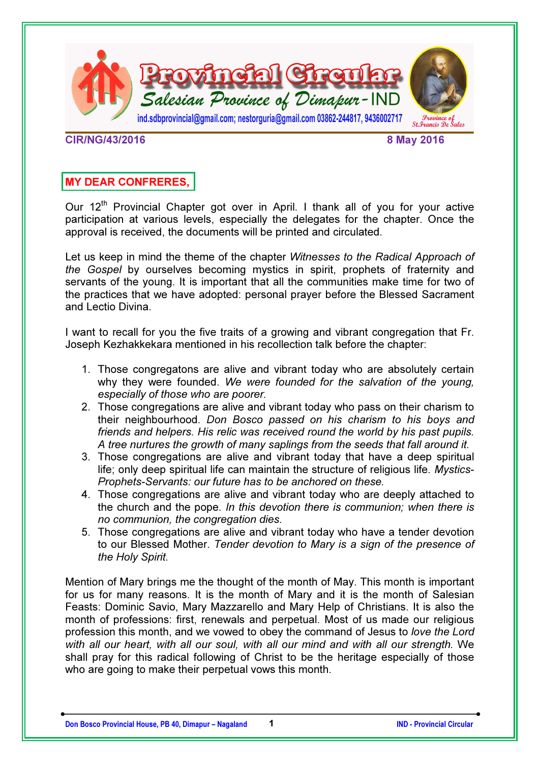# Provincial Circular

## Salesian Province of Dimapur-IND

ind.sdbprovincial@gmail.com; nestorguria@gmail.com 03862-244817, 9436002717

Province of St.Francis De Sales

**CIR/NG/43/2016** **8 May 2016**

**MY DEAR CONFRERES,**

Our 12th Provincial Chapter got over in April. I thank all of you for your active participation at various levels, especially the delegates for the chapter. Once the approval is received, the documents will be printed and circulated.

Let us keep in mind the theme of the chapter *Witnesses to the Radical Approach of the Gospel* by ourselves becoming mystics in spirit, prophets of fraternity and servants of the young. It is important that all the communities make time for two of the practices that we have adopted: personal prayer before the Blessed Sacrament and Lectio Divina.

I want to recall for you the five traits of a growing and vibrant congregation that Fr. Joseph Kezhakkekara mentioned in his recollection talk before the chapter:

1. Those congregatons are alive and vibrant today who are absolutely certain why they were founded. *We were founded for the salvation of the young, especially of those who are poorer.*
2. Those congregations are alive and vibrant today who pass on their charism to their neighbourhood. *Don Bosco passed on his charism to his boys and friends and helpers. His relic was received round the world by his past pupils. A tree nurtures the growth of many saplings from the seeds that fall around it.*
3. Those congregations are alive and vibrant today that have a deep spiritual life; only deep spiritual life can maintain the structure of religious life. *Mystics-Prophets-Servants: our future has to be anchored on these.*
4. Those congregations are alive and vibrant today who are deeply attached to the church and the pope. *In this devotion there is communion; when there is no communion, the congregation dies.*
5. Those congregations are alive and vibrant today who have a tender devotion to our Blessed Mother. *Tender devotion to Mary is a sign of the presence of the Holy Spirit.*

Mention of Mary brings me the thought of the month of May. This month is important for us for many reasons. It is the month of Mary and it is the month of Salesian Feasts: Dominic Savio, Mary Mazzarello and Mary Help of Christians. It is also the month of professions: first, renewals and perpetual. Most of us made our religious profession this month, and we vowed to obey the command of Jesus to *love the Lord with all our heart, with all our soul, with all our mind and with all our strength*. We shall pray for this radical following of Christ to be the heritage especially of those who are going to make their perpetual vows this month.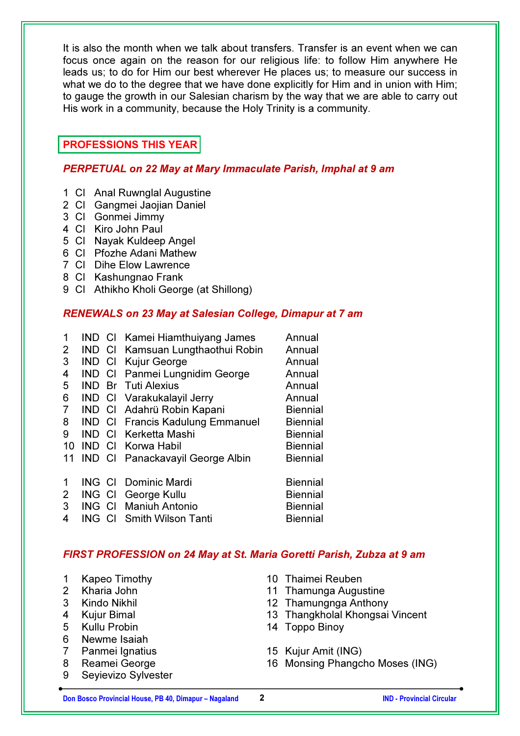It is also the month when we talk about transfers. Transfer is an event when we can focus once again on the reason for our religious life: to follow Him anywhere He leads us; to do for Him our best wherever He places us; to measure our success in what we do to the degree that we have done explicitly for Him and in union with Him; to gauge the growth in our Salesian charism by the way that we are able to carry out His work in a community, because the Holy Trinity is a community.

## PROFESSIONS THIS YEAR

### *PERPETUAL on 22 May at Mary Immaculate Parish, Imphal at 9 am*

1 Cl Anal Ruwnglal Augustine
2 Cl Gangmei Jaojian Daniel
3 Cl Gonmei Jimmy
4 Cl Kiro John Paul
5 Cl Nayak Kuldeep Angel
6 Cl Pfozhe Adani Mathew
7 Cl Dihe Elow Lawrence
8 Cl Kashungnao Frank
9 Cl Athikho Kholi George (at Shillong)

### *RENEWALS on 23 May at Salesian College, Dimapur at 7 am*

| | | | | |
|---|---|---|---|---|
| 1 | IND | Cl | Kamei Hiamthuiyang James | Annual |
| 2 | IND | Cl | Kamsuan Lungthaothui Robin | Annual |
| 3 | IND | Cl | Kujur George | Annual |
| 4 | IND | Cl | Panmei Lungnidim George | Annual |
| 5 | IND | Br | Tuti Alexius | Annual |
| 6 | IND | Cl | Varakukalayil Jerry | Annual |
| 7 | IND | Cl | Adahrü Robin Kapani | Biennial |
| 8 | IND | Cl | Francis Kadulung Emmanuel | Biennial |
| 9 | IND | Cl | Kerketta Mashi | Biennial |
| 10 | IND | Cl | Korwa Habil | Biennial |
| 11 | IND | Cl | Panackavayil George Albin | Biennial |
| | | | | |
| 1 | ING | Cl | Dominic Mardi | Biennial |
| 2 | ING | Cl | George Kullu | Biennial |
| 3 | ING | Cl | Maniuh Antonio | Biennial |
| 4 | ING | Cl | Smith Wilson Tanti | Biennial |

### *FIRST PROFESSION on 24 May at St. Maria Goretti Parish, Zubza at 9 am*

1 Kapeo Timothy
2 Kharia John
3 Kindo Nikhil
4 Kujur Bimal
5 Kullu Probin
6 Newme Isaiah
7 Panmei Ignatius
8 Reamei George
9 Seyievizo Sylvester
10 Thaimei Reuben
11 Thamunga Augustine
12 Thamungnga Anthony
13 Thangkholal Khongsai Vincent
14 Toppo Binoy

15 Kujur Amit (ING)
16 Monsing Phangcho Moses (ING)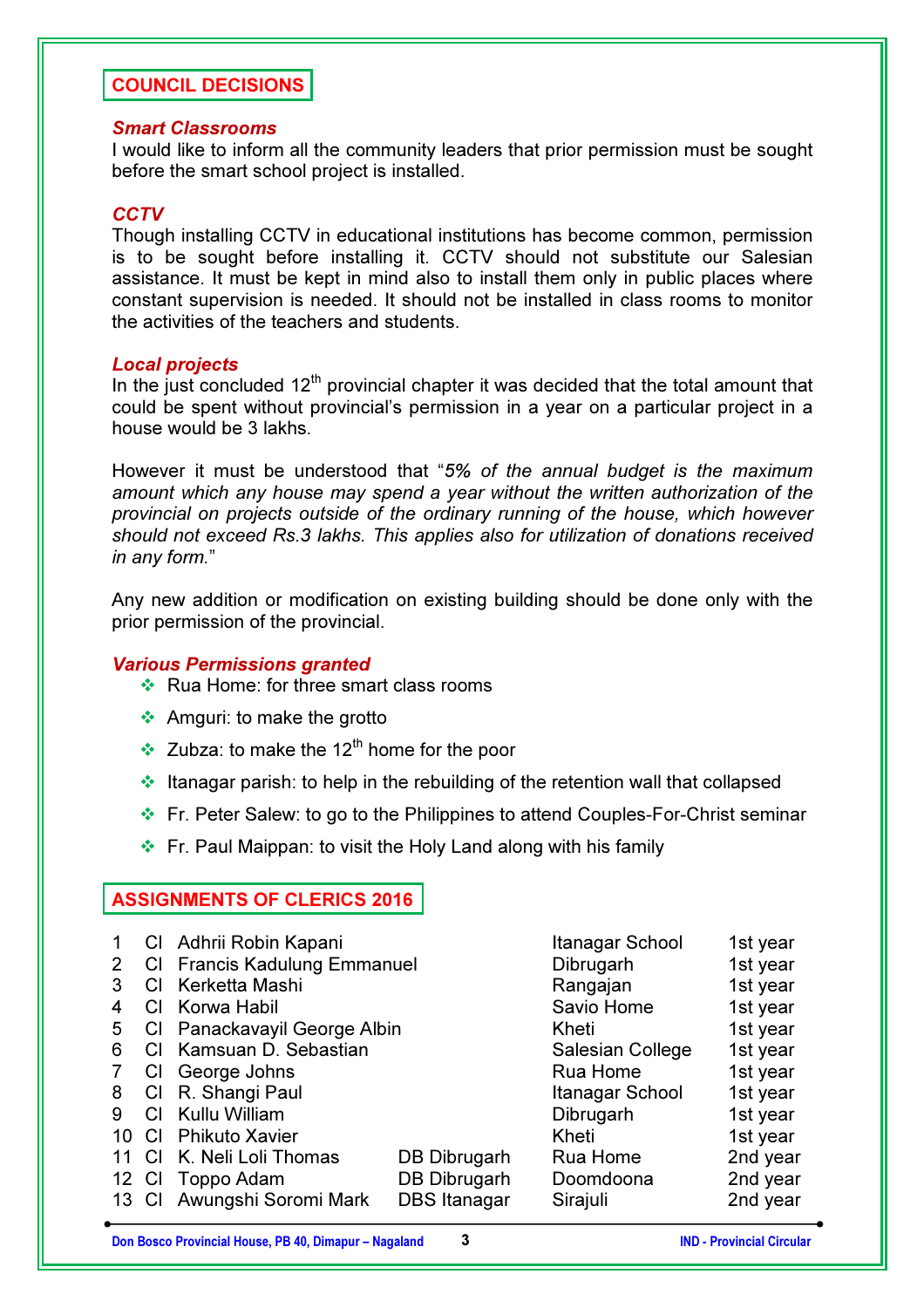## COUNCIL DECISIONS

### *Smart Classrooms*

I would like to inform all the community leaders that prior permission must be sought before the smart school project is installed.

### *CCTV*

Though installing CCTV in educational institutions has become common, permission is to be sought before installing it. CCTV should not substitute our Salesian assistance. It must be kept in mind also to install them only in public places where constant supervision is needed. It should not be installed in class rooms to monitor the activities of the teachers and students.

### *Local projects*

In the just concluded 12th provincial chapter it was decided that the total amount that could be spent without provincial's permission in a year on a particular project in a house would be 3 lakhs.

However it must be understood that "*5% of the annual budget is the maximum amount which any house may spend a year without the written authorization of the provincial on projects outside of the ordinary running of the house, which however should not exceed Rs.3 lakhs. This applies also for utilization of donations received in any form.*"

Any new addition or modification on existing building should be done only with the prior permission of the provincial.

### *Various Permissions granted*

- Rua Home: for three smart class rooms
- Amguri: to make the grotto
- Zubza: to make the 12th home for the poor
- Itanagar parish: to help in the rebuilding of the retention wall that collapsed
- Fr. Peter Salew: to go to the Philippines to attend Couples-For-Christ seminar
- Fr. Paul Maippan: to visit the Holy Land along with his family

## ASSIGNMENTS OF CLERICS 2016

| | | | | | |
|---|---|---|---|---|---|
| 1 | Cl | Adhrii Robin Kapani | | Itanagar School | 1st year |
| 2 | Cl | Francis Kadulung Emmanuel | | Dibrugarh | 1st year |
| 3 | Cl | Kerketta Mashi | | Rangajan | 1st year |
| 4 | Cl | Korwa Habil | | Savio Home | 1st year |
| 5 | Cl | Panackavayil George Albin | | Kheti | 1st year |
| 6 | Cl | Kamsuan D. Sebastian | | Salesian College | 1st year |
| 7 | Cl | George Johns | | Rua Home | 1st year |
| 8 | Cl | R. Shangi Paul | | Itanagar School | 1st year |
| 9 | Cl | Kullu William | | Dibrugarh | 1st year |
| 10 | Cl | Phikuto Xavier | | Kheti | 1st year |
| 11 | Cl | K. Neli Loli Thomas | DB Dibrugarh | Rua Home | 2nd year |
| 12 | Cl | Toppo Adam | DB Dibrugarh | Doomdoona | 2nd year |
| 13 | Cl | Awungshi Soromi Mark | DBS Itanagar | Sirajuli | 2nd year |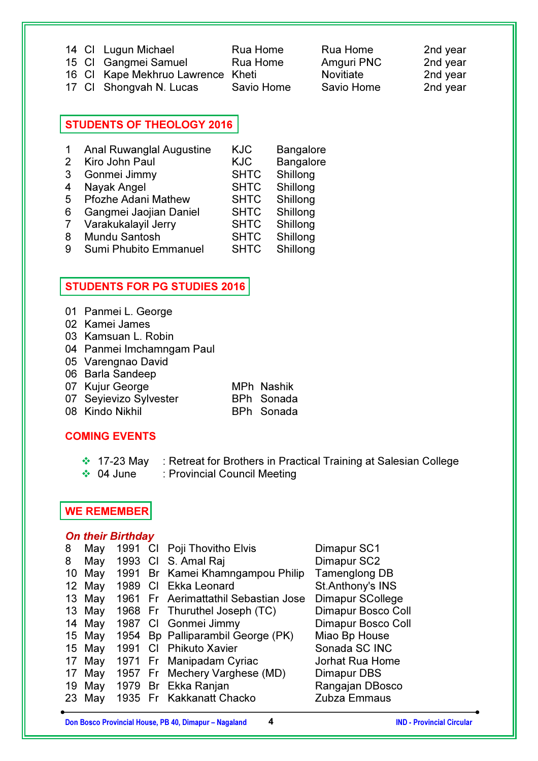| | | | | | |
|---|---|---|---|---|---|
| 14 | Cl | Lugun Michael | Rua Home | Rua Home | 2nd year |
| 15 | Cl | Gangmei Samuel | Rua Home | Amguri PNC | 2nd year |
| 16 | Cl | Kape Mekhruo Lawrence | Kheti | Novitiate | 2nd year |
| 17 | Cl | Shongvah N. Lucas | Savio Home | Savio Home | 2nd year |

## STUDENTS OF THEOLOGY 2016

| | | | |
|---|---|---|---|
| 1 | Anal Ruwanglal Augustine | KJC | Bangalore |
| 2 | Kiro John Paul | KJC | Bangalore |
| 3 | Gonmei Jimmy | SHTC | Shillong |
| 4 | Nayak Angel | SHTC | Shillong |
| 5 | Pfozhe Adani Mathew | SHTC | Shillong |
| 6 | Gangmei Jaojian Daniel | SHTC | Shillong |
| 7 | Varakukalayil Jerry | SHTC | Shillong |
| 8 | Mundu Santosh | SHTC | Shillong |
| 9 | Sumi Phubito Emmanuel | SHTC | Shillong |

## STUDENTS FOR PG STUDIES 2016

| | | | |
|---|---|---|---|
| 01 | Panmei L. George | | |
| 02 | Kamei James | | |
| 03 | Kamsuan L. Robin | | |
| 04 | Panmei Imchamngam Paul | | |
| 05 | Varengnao David | | |
| 06 | Barla Sandeep | | |
| 07 | Kujur George | MPh | Nashik |
| 07 | Seyievizo Sylvester | BPh | Sonada |
| 08 | Kindo Nikhil | BPh | Sonada |

## COMING EVENTS

- 17-23 May : Retreat for Brothers in Practical Training at Salesian College
- 04 June : Provincial Council Meeting

## WE REMEMBER

***On their Birthday***

| | | | | | |
|---|---|---|---|---|---|
| 8 | May | 1991 | Cl | Poji Thovitho Elvis | Dimapur SC1 |
| 8 | May | 1993 | Cl | S. Amal Raj | Dimapur SC2 |
| 10 | May | 1991 | Br | Kamei Khamngampou Philip | Tamenglong DB |
| 12 | May | 1989 | Cl | Ekka Leonard | St.Anthony's INS |
| 13 | May | 1961 | Fr | Aerimattathil Sebastian Jose | Dimapur SCollege |
| 13 | May | 1968 | Fr | Thuruthel Joseph (TC) | Dimapur Bosco Coll |
| 14 | May | 1987 | Cl | Gonmei Jimmy | Dimapur Bosco Coll |
| 15 | May | 1954 | Bp | Palliparambil George (PK) | Miao Bp House |
| 15 | May | 1991 | Cl | Phikuto Xavier | Sonada SC INC |
| 17 | May | 1971 | Fr | Manipadam Cyriac | Jorhat Rua Home |
| 17 | May | 1957 | Fr | Mechery Varghese (MD) | Dimapur DBS |
| 19 | May | 1979 | Br | Ekka Ranjan | Rangajan DBosco |
| 23 | May | 1935 | Fr | Kakkanatt Chacko | Zubza Emmaus |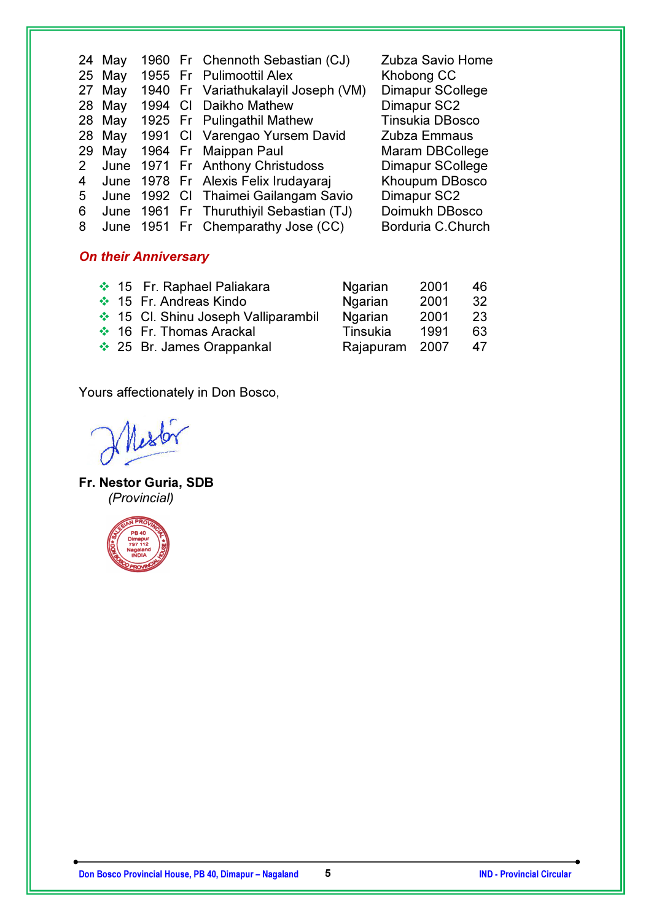| | | | | | |
|---|---|---|---|---|---|
| 24 | May | 1960 | Fr | Chennoth Sebastian (CJ) | Zubza Savio Home |
| 25 | May | 1955 | Fr | Pulimoottil Alex | Khobong CC |
| 27 | May | 1940 | Fr | Variathukalayil Joseph (VM) | Dimapur SCollege |
| 28 | May | 1994 | Cl | Daikho Mathew | Dimapur SC2 |
| 28 | May | 1925 | Fr | Pulingathil Mathew | Tinsukia DBosco |
| 28 | May | 1991 | Cl | Varengao Yursem David | Zubza Emmaus |
| 29 | May | 1964 | Fr | Maippan Paul | Maram DBCollege |
| 2 | June | 1971 | Fr | Anthony Christudoss | Dimapur SCollege |
| 4 | June | 1978 | Fr | Alexis Felix Irudayaraj | Khoupum DBosco |
| 5 | June | 1992 | Cl | Thaimei Gailangam Savio | Dimapur SC2 |
| 6 | June | 1961 | Fr | Thuruthiyil Sebastian (TJ) | Doimukh DBosco |
| 8 | June | 1951 | Fr | Chemparathy Jose (CC) | Borduria C.Church |

### *On their Anniversary*

| | | | | |
|---|---|---|---|---|
| 15 | Fr. Raphael Paliakara | Ngarian | 2001 | 46 |
| 15 | Fr. Andreas Kindo | Ngarian | 2001 | 32 |
| 15 | Cl. Shinu Joseph Valliparambil | Ngarian | 2001 | 23 |
| 16 | Fr. Thomas Arackal | Tinsukia | 1991 | 63 |
| 25 | Br. James Orappankal | Rajapuram | 2007 | 47 |

Yours affectionately in Don Bosco,

**Fr. Nestor Guria, SDB**
*(Provincial)*